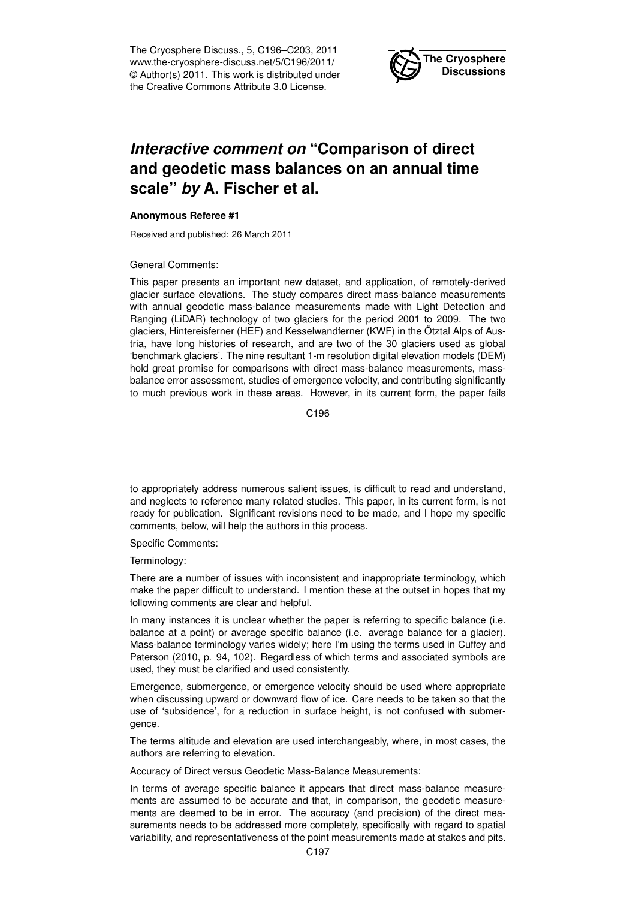The Cryosphere Discuss., 5, C196–C203, 2011
www.the-cryosphere-discuss.net/5/C196/2011/
© Author(s) 2011. This work is distributed under the Creative Commons Attribute 3.0 License.

# *Interactive comment on* "Comparison of direct and geodetic mass balances on an annual time scale" *by* A. Fischer et al.

**Anonymous Referee #1**

Received and published: 26 March 2011

General Comments:

This paper presents an important new dataset, and application, of remotely-derived glacier surface elevations. The study compares direct mass-balance measurements with annual geodetic mass-balance measurements made with Light Detection and Ranging (LiDAR) technology of two glaciers for the period 2001 to 2009. The two glaciers, Hintereisferner (HEF) and Kesselwandferner (KWF) in the Ötztal Alps of Austria, have long histories of research, and are two of the 30 glaciers used as global 'benchmark glaciers'. The nine resultant 1-m resolution digital elevation models (DEM) hold great promise for comparisons with direct mass-balance measurements, mass-balance error assessment, studies of emergence velocity, and contributing significantly to much previous work in these areas. However, in its current form, the paper fails to appropriately address numerous salient issues, is difficult to read and understand, and neglects to reference many related studies. This paper, in its current form, is not ready for publication. Significant revisions need to be made, and I hope my specific comments, below, will help the authors in this process.

Specific Comments:

Terminology:

There are a number of issues with inconsistent and inappropriate terminology, which make the paper difficult to understand. I mention these at the outset in hopes that my following comments are clear and helpful.

In many instances it is unclear whether the paper is referring to specific balance (i.e. balance at a point) or average specific balance (i.e. average balance for a glacier). Mass-balance terminology varies widely; here I'm using the terms used in Cuffey and Paterson (2010, p. 94, 102). Regardless of which terms and associated symbols are used, they must be clarified and used consistently.

Emergence, submergence, or emergence velocity should be used where appropriate when discussing upward or downward flow of ice. Care needs to be taken so that the use of 'subsidence', for a reduction in surface height, is not confused with submergence.

The terms altitude and elevation are used interchangeably, where, in most cases, the authors are referring to elevation.

Accuracy of Direct versus Geodetic Mass-Balance Measurements:

In terms of average specific balance it appears that direct mass-balance measurements are assumed to be accurate and that, in comparison, the geodetic measurements are deemed to be in error. The accuracy (and precision) of the direct measurements needs to be addressed more completely, specifically with regard to spatial variability, and representativeness of the point measurements made at stakes and pits.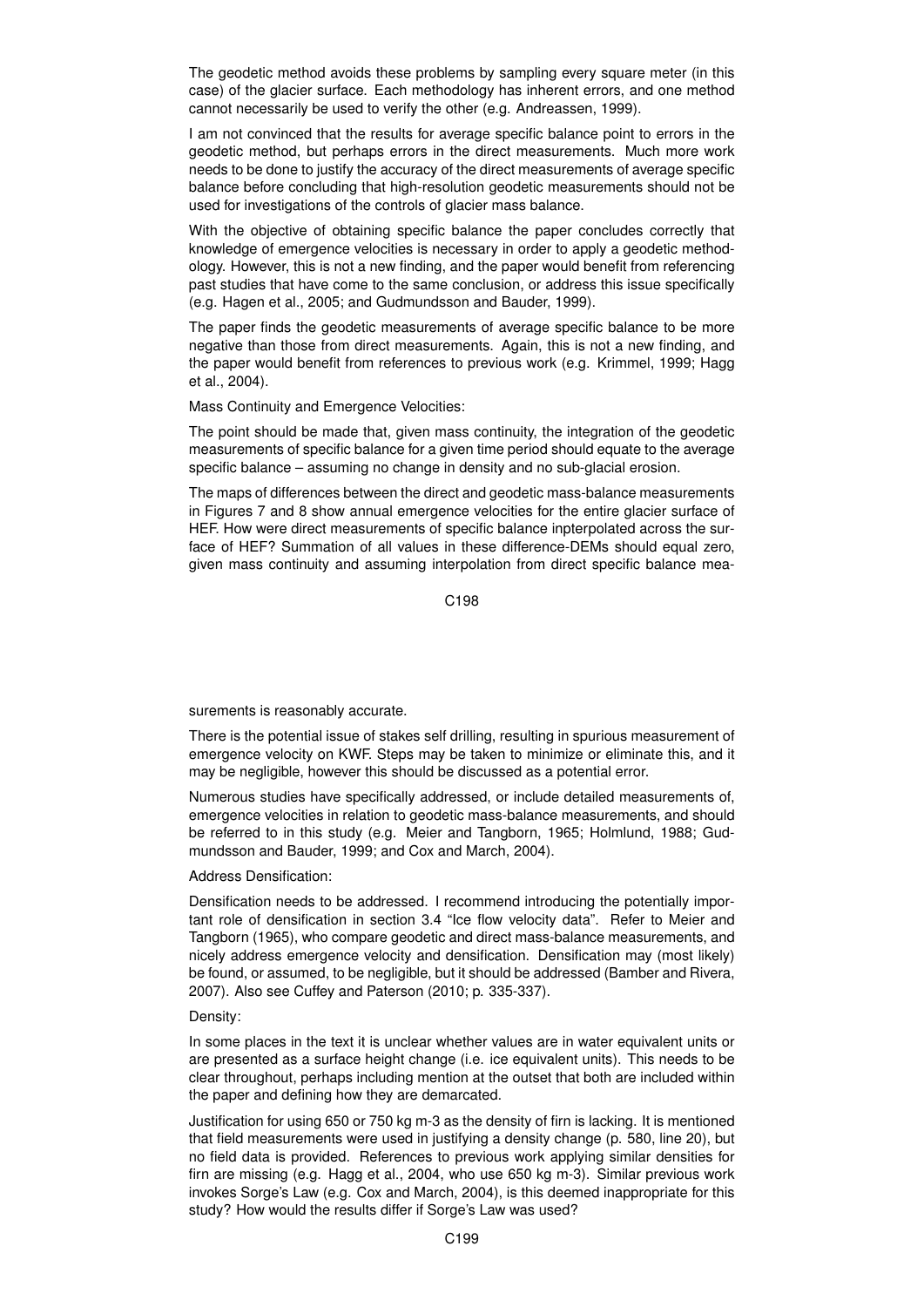The geodetic method avoids these problems by sampling every square meter (in this case) of the glacier surface. Each methodology has inherent errors, and one method cannot necessarily be used to verify the other (e.g. Andreassen, 1999).

I am not convinced that the results for average specific balance point to errors in the geodetic method, but perhaps errors in the direct measurements. Much more work needs to be done to justify the accuracy of the direct measurements of average specific balance before concluding that high-resolution geodetic measurements should not be used for investigations of the controls of glacier mass balance.

With the objective of obtaining specific balance the paper concludes correctly that knowledge of emergence velocities is necessary in order to apply a geodetic methodology. However, this is not a new finding, and the paper would benefit from referencing past studies that have come to the same conclusion, or address this issue specifically (e.g. Hagen et al., 2005; and Gudmundsson and Bauder, 1999).

The paper finds the geodetic measurements of average specific balance to be more negative than those from direct measurements. Again, this is not a new finding, and the paper would benefit from references to previous work (e.g. Krimmel, 1999; Hagg et al., 2004).

Mass Continuity and Emergence Velocities:

The point should be made that, given mass continuity, the integration of the geodetic measurements of specific balance for a given time period should equate to the average specific balance – assuming no change in density and no sub-glacial erosion.

The maps of differences between the direct and geodetic mass-balance measurements in Figures 7 and 8 show annual emergence velocities for the entire glacier surface of HEF. How were direct measurements of specific balance inpterpolated across the surface of HEF? Summation of all values in these difference-DEMs should equal zero, given mass continuity and assuming interpolation from direct specific balance measurements is reasonably accurate.

There is the potential issue of stakes self drilling, resulting in spurious measurement of emergence velocity on KWF. Steps may be taken to minimize or eliminate this, and it may be negligible, however this should be discussed as a potential error.

Numerous studies have specifically addressed, or include detailed measurements of, emergence velocities in relation to geodetic mass-balance measurements, and should be referred to in this study (e.g. Meier and Tangborn, 1965; Holmlund, 1988; Gudmundsson and Bauder, 1999; and Cox and March, 2004).

Address Densification:

Densification needs to be addressed. I recommend introducing the potentially important role of densification in section 3.4 "Ice flow velocity data". Refer to Meier and Tangborn (1965), who compare geodetic and direct mass-balance measurements, and nicely address emergence velocity and densification. Densification may (most likely) be found, or assumed, to be negligible, but it should be addressed (Bamber and Rivera, 2007). Also see Cuffey and Paterson (2010; p. 335-337).

Density:

In some places in the text it is unclear whether values are in water equivalent units or are presented as a surface height change (i.e. ice equivalent units). This needs to be clear throughout, perhaps including mention at the outset that both are included within the paper and defining how they are demarcated.

Justification for using 650 or 750 kg m-3 as the density of firn is lacking. It is mentioned that field measurements were used in justifying a density change (p. 580, line 20), but no field data is provided. References to previous work applying similar densities for firn are missing (e.g. Hagg et al., 2004, who use 650 kg m-3). Similar previous work invokes Sorge's Law (e.g. Cox and March, 2004), is this deemed inappropriate for this study? How would the results differ if Sorge's Law was used?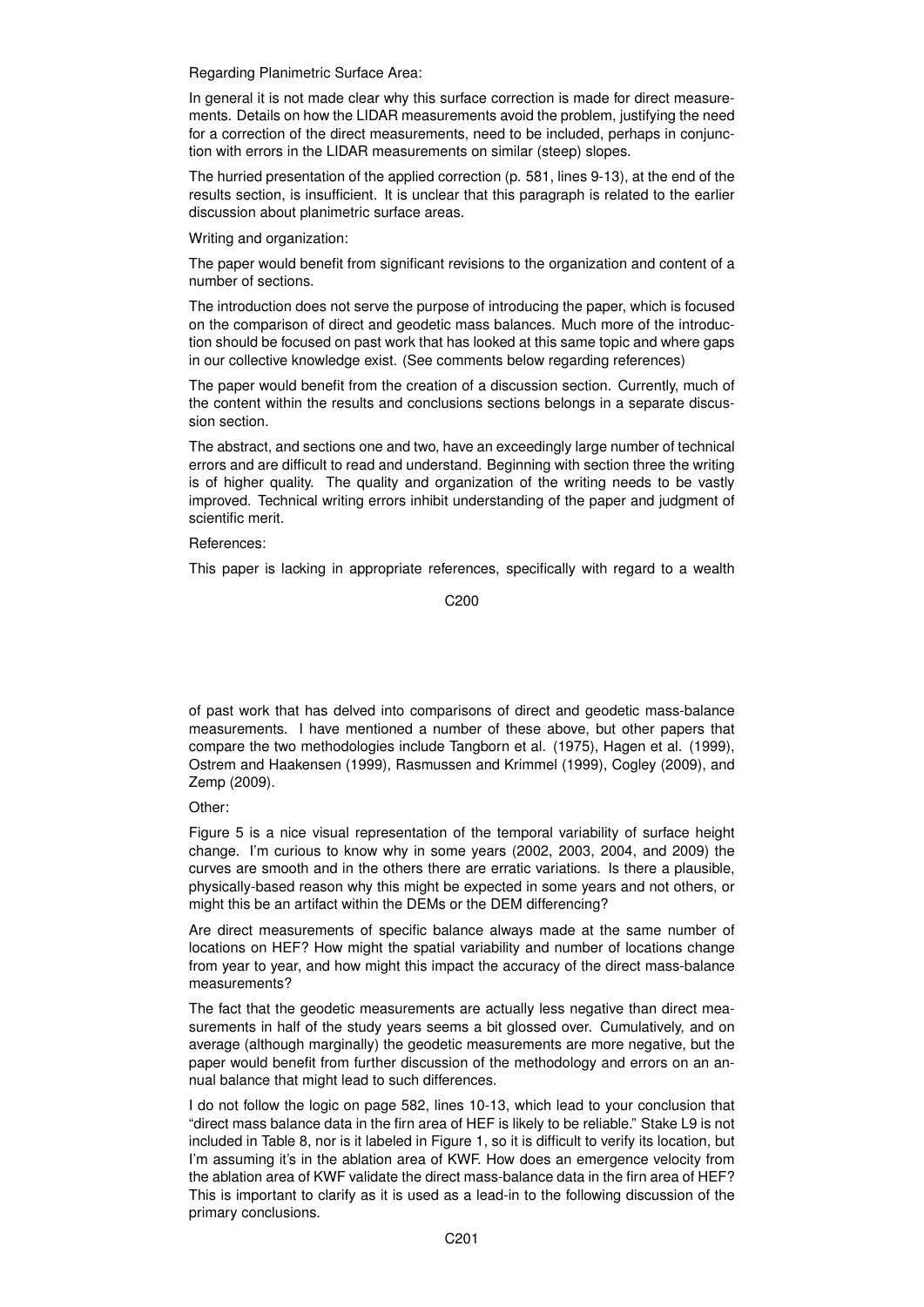Regarding Planimetric Surface Area:

In general it is not made clear why this surface correction is made for direct measurements. Details on how the LIDAR measurements avoid the problem, justifying the need for a correction of the direct measurements, need to be included, perhaps in conjunction with errors in the LIDAR measurements on similar (steep) slopes.

The hurried presentation of the applied correction (p. 581, lines 9-13), at the end of the results section, is insufficient. It is unclear that this paragraph is related to the earlier discussion about planimetric surface areas.

Writing and organization:

The paper would benefit from significant revisions to the organization and content of a number of sections.

The introduction does not serve the purpose of introducing the paper, which is focused on the comparison of direct and geodetic mass balances. Much more of the introduction should be focused on past work that has looked at this same topic and where gaps in our collective knowledge exist. (See comments below regarding references)

The paper would benefit from the creation of a discussion section. Currently, much of the content within the results and conclusions sections belongs in a separate discussion section.

The abstract, and sections one and two, have an exceedingly large number of technical errors and are difficult to read and understand. Beginning with section three the writing is of higher quality. The quality and organization of the writing needs to be vastly improved. Technical writing errors inhibit understanding of the paper and judgment of scientific merit.

References:

This paper is lacking in appropriate references, specifically with regard to a wealth of past work that has delved into comparisons of direct and geodetic mass-balance measurements. I have mentioned a number of these above, but other papers that compare the two methodologies include Tangborn et al. (1975), Hagen et al. (1999), Ostrem and Haakensen (1999), Rasmussen and Krimmel (1999), Cogley (2009), and Zemp (2009).

Other:

Figure 5 is a nice visual representation of the temporal variability of surface height change. I'm curious to know why in some years (2002, 2003, 2004, and 2009) the curves are smooth and in the others there are erratic variations. Is there a plausible, physically-based reason why this might be expected in some years and not others, or might this be an artifact within the DEMs or the DEM differencing?

Are direct measurements of specific balance always made at the same number of locations on HEF? How might the spatial variability and number of locations change from year to year, and how might this impact the accuracy of the direct mass-balance measurements?

The fact that the geodetic measurements are actually less negative than direct measurements in half of the study years seems a bit glossed over. Cumulatively, and on average (although marginally) the geodetic measurements are more negative, but the paper would benefit from further discussion of the methodology and errors on an annual balance that might lead to such differences.

I do not follow the logic on page 582, lines 10-13, which lead to your conclusion that "direct mass balance data in the firn area of HEF is likely to be reliable." Stake L9 is not included in Table 8, nor is it labeled in Figure 1, so it is difficult to verify its location, but I'm assuming it's in the ablation area of KWF. How does an emergence velocity from the ablation area of KWF validate the direct mass-balance data in the firn area of HEF? This is important to clarify as it is used as a lead-in to the following discussion of the primary conclusions.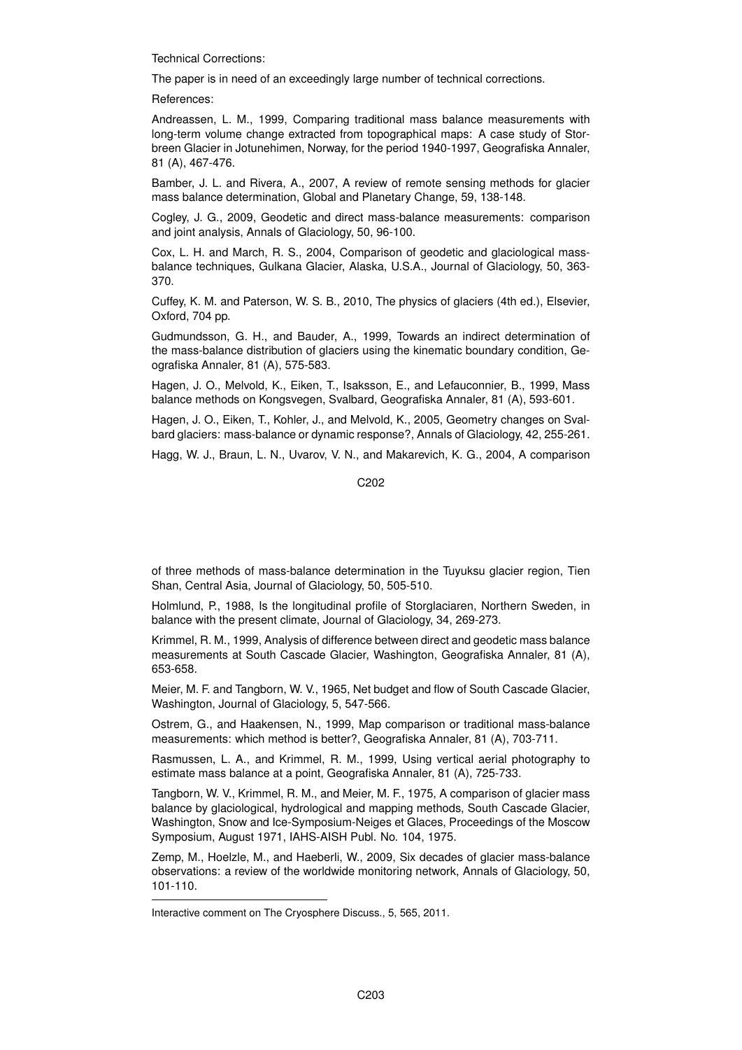Technical Corrections:

The paper is in need of an exceedingly large number of technical corrections.

References:

Andreassen, L. M., 1999, Comparing traditional mass balance measurements with long-term volume change extracted from topographical maps: A case study of Storbreen Glacier in Jotunehimen, Norway, for the period 1940-1997, Geografiska Annaler, 81 (A), 467-476.

Bamber, J. L. and Rivera, A., 2007, A review of remote sensing methods for glacier mass balance determination, Global and Planetary Change, 59, 138-148.

Cogley, J. G., 2009, Geodetic and direct mass-balance measurements: comparison and joint analysis, Annals of Glaciology, 50, 96-100.

Cox, L. H. and March, R. S., 2004, Comparison of geodetic and glaciological mass-balance techniques, Gulkana Glacier, Alaska, U.S.A., Journal of Glaciology, 50, 363-370.

Cuffey, K. M. and Paterson, W. S. B., 2010, The physics of glaciers (4th ed.), Elsevier, Oxford, 704 pp.

Gudmundsson, G. H., and Bauder, A., 1999, Towards an indirect determination of the mass-balance distribution of glaciers using the kinematic boundary condition, Geografiska Annaler, 81 (A), 575-583.

Hagen, J. O., Melvold, K., Eiken, T., Isaksson, E., and Lefauconnier, B., 1999, Mass balance methods on Kongsvegen, Svalbard, Geografiska Annaler, 81 (A), 593-601.

Hagen, J. O., Eiken, T., Kohler, J., and Melvold, K., 2005, Geometry changes on Svalbard glaciers: mass-balance or dynamic response?, Annals of Glaciology, 42, 255-261.

Hagg, W. J., Braun, L. N., Uvarov, V. N., and Makarevich, K. G., 2004, A comparison of three methods of mass-balance determination in the Tuyuksu glacier region, Tien Shan, Central Asia, Journal of Glaciology, 50, 505-510.

Holmlund, P., 1988, Is the longitudinal profile of Storglaciaren, Northern Sweden, in balance with the present climate, Journal of Glaciology, 34, 269-273.

Krimmel, R. M., 1999, Analysis of difference between direct and geodetic mass balance measurements at South Cascade Glacier, Washington, Geografiska Annaler, 81 (A), 653-658.

Meier, M. F. and Tangborn, W. V., 1965, Net budget and flow of South Cascade Glacier, Washington, Journal of Glaciology, 5, 547-566.

Ostrem, G., and Haakensen, N., 1999, Map comparison or traditional mass-balance measurements: which method is better?, Geografiska Annaler, 81 (A), 703-711.

Rasmussen, L. A., and Krimmel, R. M., 1999, Using vertical aerial photography to estimate mass balance at a point, Geografiska Annaler, 81 (A), 725-733.

Tangborn, W. V., Krimmel, R. M., and Meier, M. F., 1975, A comparison of glacier mass balance by glaciological, hydrological and mapping methods, South Cascade Glacier, Washington, Snow and Ice-Symposium-Neiges et Glaces, Proceedings of the Moscow Symposium, August 1971, IAHS-AISH Publ. No. 104, 1975.

Zemp, M., Hoelzle, M., and Haeberli, W., 2009, Six decades of glacier mass-balance observations: a review of the worldwide monitoring network, Annals of Glaciology, 50, 101-110.

---

Interactive comment on The Cryosphere Discuss., 5, 565, 2011.